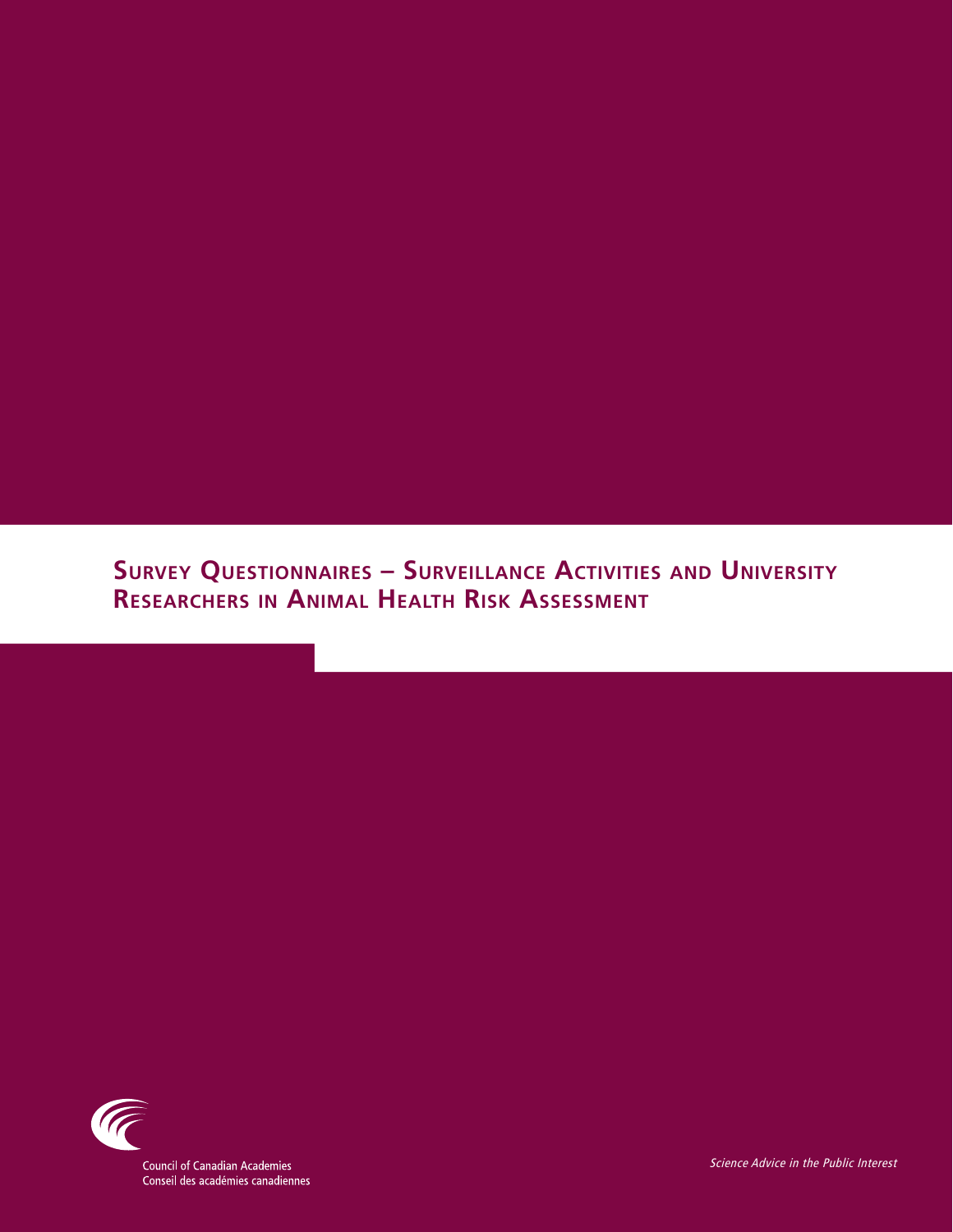# Survey Questionnaires – Surveillance Activities and University Researchers in Animal Health Risk Assessment

Council of Canadian Academies
Conseil des académies canadiennes

*Science Advice in the Public Interest*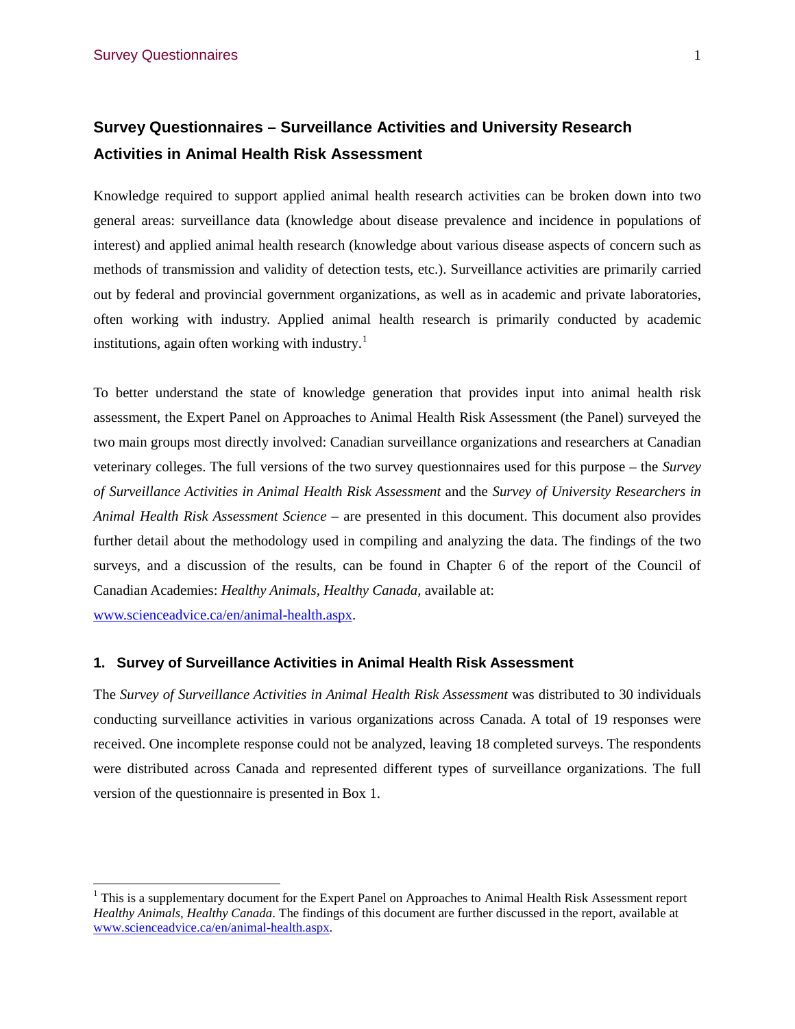# Survey Questionnaires – Surveillance Activities and University Research Activities in Animal Health Risk Assessment

Knowledge required to support applied animal health research activities can be broken down into two general areas: surveillance data (knowledge about disease prevalence and incidence in populations of interest) and applied animal health research (knowledge about various disease aspects of concern such as methods of transmission and validity of detection tests, etc.). Surveillance activities are primarily carried out by federal and provincial government organizations, as well as in academic and private laboratories, often working with industry. Applied animal health research is primarily conducted by academic institutions, again often working with industry.[1]

To better understand the state of knowledge generation that provides input into animal health risk assessment, the Expert Panel on Approaches to Animal Health Risk Assessment (the Panel) surveyed the two main groups most directly involved: Canadian surveillance organizations and researchers at Canadian veterinary colleges. The full versions of the two survey questionnaires used for this purpose – the *Survey of Surveillance Activities in Animal Health Risk Assessment* and the *Survey of University Researchers in Animal Health Risk Assessment Science* – are presented in this document. This document also provides further detail about the methodology used in compiling and analyzing the data. The findings of the two surveys, and a discussion of the results, can be found in Chapter 6 of the report of the Council of Canadian Academies: *Healthy Animals, Healthy Canada*, available at: www.scienceadvice.ca/en/animal-health.aspx.

## 1. Survey of Surveillance Activities in Animal Health Risk Assessment

The *Survey of Surveillance Activities in Animal Health Risk Assessment* was distributed to 30 individuals conducting surveillance activities in various organizations across Canada. A total of 19 responses were received. One incomplete response could not be analyzed, leaving 18 completed surveys. The respondents were distributed across Canada and represented different types of surveillance organizations. The full version of the questionnaire is presented in Box 1.

---

[1] This is a supplementary document for the Expert Panel on Approaches to Animal Health Risk Assessment report *Healthy Animals, Healthy Canada*. The findings of this document are further discussed in the report, available at www.scienceadvice.ca/en/animal-health.aspx.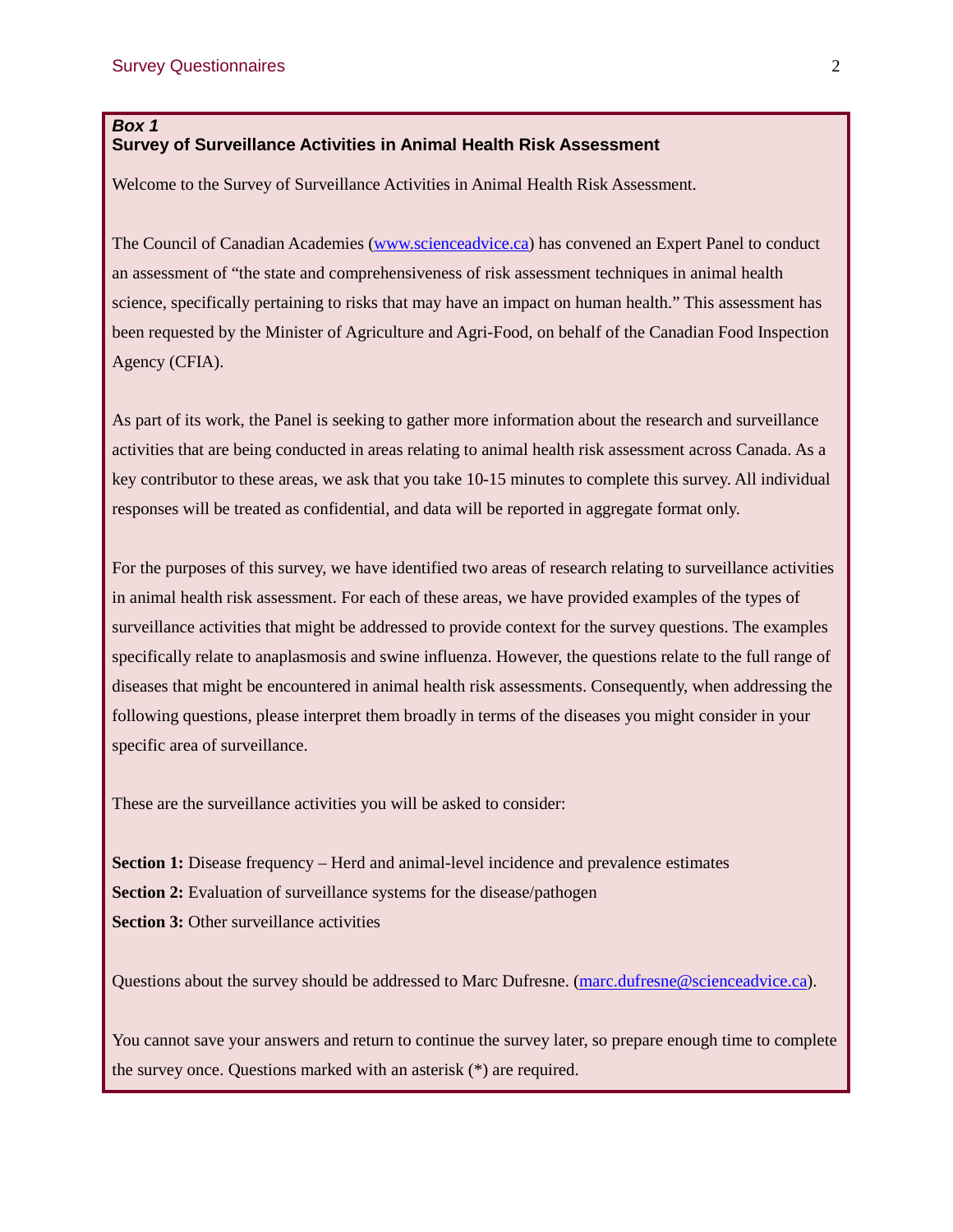***Box 1***
**Survey of Surveillance Activities in Animal Health Risk Assessment**

Welcome to the Survey of Surveillance Activities in Animal Health Risk Assessment.

The Council of Canadian Academies (www.scienceadvice.ca) has convened an Expert Panel to conduct an assessment of "the state and comprehensiveness of risk assessment techniques in animal health science, specifically pertaining to risks that may have an impact on human health." This assessment has been requested by the Minister of Agriculture and Agri-Food, on behalf of the Canadian Food Inspection Agency (CFIA).

As part of its work, the Panel is seeking to gather more information about the research and surveillance activities that are being conducted in areas relating to animal health risk assessment across Canada. As a key contributor to these areas, we ask that you take 10-15 minutes to complete this survey. All individual responses will be treated as confidential, and data will be reported in aggregate format only.

For the purposes of this survey, we have identified two areas of research relating to surveillance activities in animal health risk assessment. For each of these areas, we have provided examples of the types of surveillance activities that might be addressed to provide context for the survey questions. The examples specifically relate to anaplasmosis and swine influenza. However, the questions relate to the full range of diseases that might be encountered in animal health risk assessments. Consequently, when addressing the following questions, please interpret them broadly in terms of the diseases you might consider in your specific area of surveillance.

These are the surveillance activities you will be asked to consider:

**Section 1:** Disease frequency – Herd and animal-level incidence and prevalence estimates
**Section 2:** Evaluation of surveillance systems for the disease/pathogen
**Section 3:** Other surveillance activities

Questions about the survey should be addressed to Marc Dufresne. (marc.dufresne@scienceadvice.ca).

You cannot save your answers and return to continue the survey later, so prepare enough time to complete the survey once. Questions marked with an asterisk (*) are required.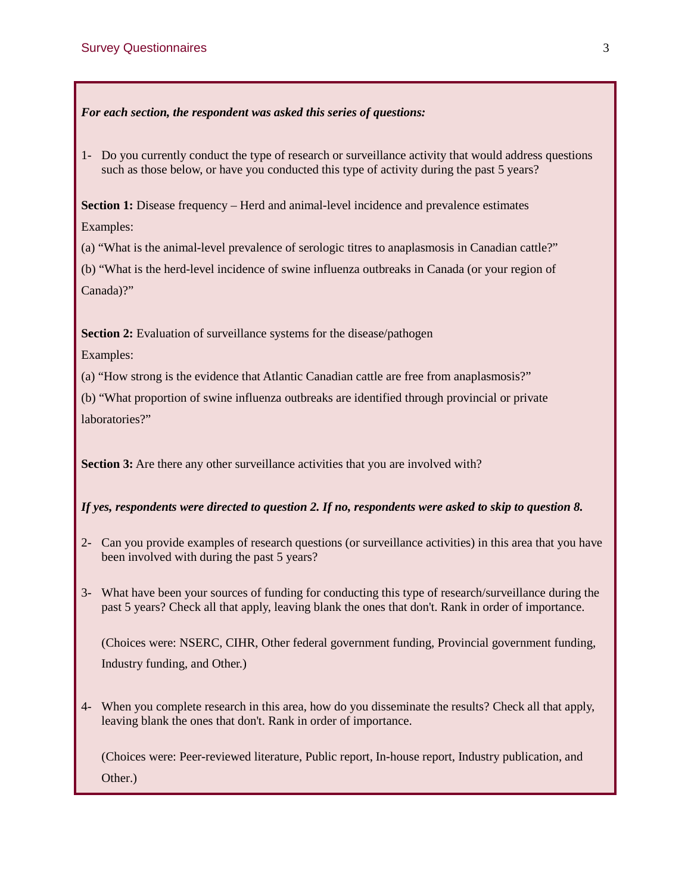***For each section, the respondent was asked this series of questions:***

1- Do you currently conduct the type of research or surveillance activity that would address questions such as those below, or have you conducted this type of activity during the past 5 years?

**Section 1:** Disease frequency – Herd and animal-level incidence and prevalence estimates

Examples:

(a) "What is the animal-level prevalence of serologic titres to anaplasmosis in Canadian cattle?"

(b) "What is the herd-level incidence of swine influenza outbreaks in Canada (or your region of Canada)?"

**Section 2:** Evaluation of surveillance systems for the disease/pathogen

Examples:

(a) "How strong is the evidence that Atlantic Canadian cattle are free from anaplasmosis?"

(b) "What proportion of swine influenza outbreaks are identified through provincial or private laboratories?"

**Section 3:** Are there any other surveillance activities that you are involved with?

***If yes, respondents were directed to question 2. If no, respondents were asked to skip to question 8.***

2- Can you provide examples of research questions (or surveillance activities) in this area that you have been involved with during the past 5 years?

3- What have been your sources of funding for conducting this type of research/surveillance during the past 5 years? Check all that apply, leaving blank the ones that don't. Rank in order of importance.

(Choices were: NSERC, CIHR, Other federal government funding, Provincial government funding, Industry funding, and Other.)

4- When you complete research in this area, how do you disseminate the results? Check all that apply, leaving blank the ones that don't. Rank in order of importance.

(Choices were: Peer-reviewed literature, Public report, In-house report, Industry publication, and Other.)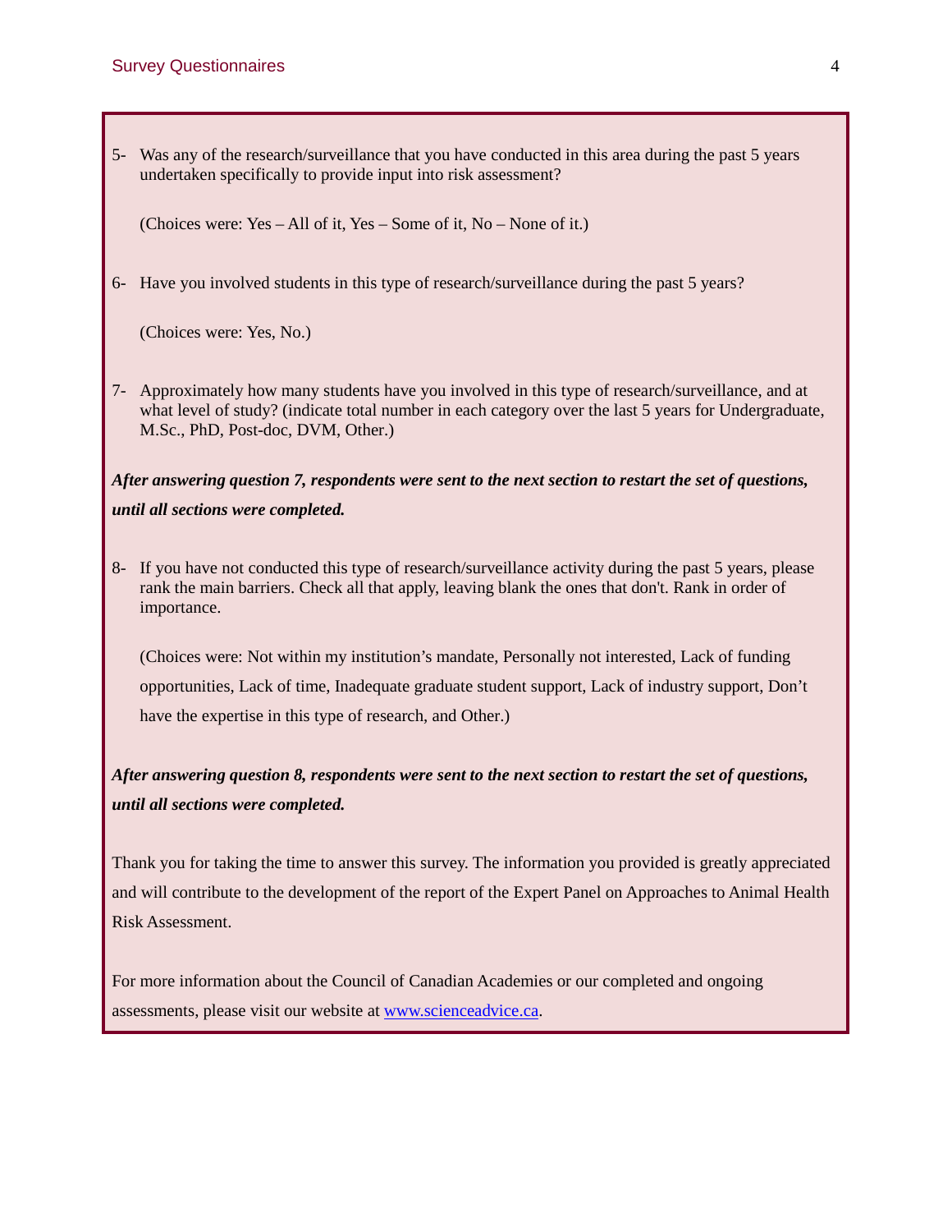5- Was any of the research/surveillance that you have conducted in this area during the past 5 years undertaken specifically to provide input into risk assessment?

(Choices were: Yes – All of it, Yes – Some of it, No – None of it.)

6- Have you involved students in this type of research/surveillance during the past 5 years?

(Choices were: Yes, No.)

7- Approximately how many students have you involved in this type of research/surveillance, and at what level of study? (indicate total number in each category over the last 5 years for Undergraduate, M.Sc., PhD, Post-doc, DVM, Other.)

***After answering question 7, respondents were sent to the next section to restart the set of questions, until all sections were completed.***

8- If you have not conducted this type of research/surveillance activity during the past 5 years, please rank the main barriers. Check all that apply, leaving blank the ones that don't. Rank in order of importance.

(Choices were: Not within my institution's mandate, Personally not interested, Lack of funding opportunities, Lack of time, Inadequate graduate student support, Lack of industry support, Don't have the expertise in this type of research, and Other.)

***After answering question 8, respondents were sent to the next section to restart the set of questions, until all sections were completed.***

Thank you for taking the time to answer this survey. The information you provided is greatly appreciated and will contribute to the development of the report of the Expert Panel on Approaches to Animal Health Risk Assessment.

For more information about the Council of Canadian Academies or our completed and ongoing assessments, please visit our website at [www.scienceadvice.ca](http://www.scienceadvice.ca).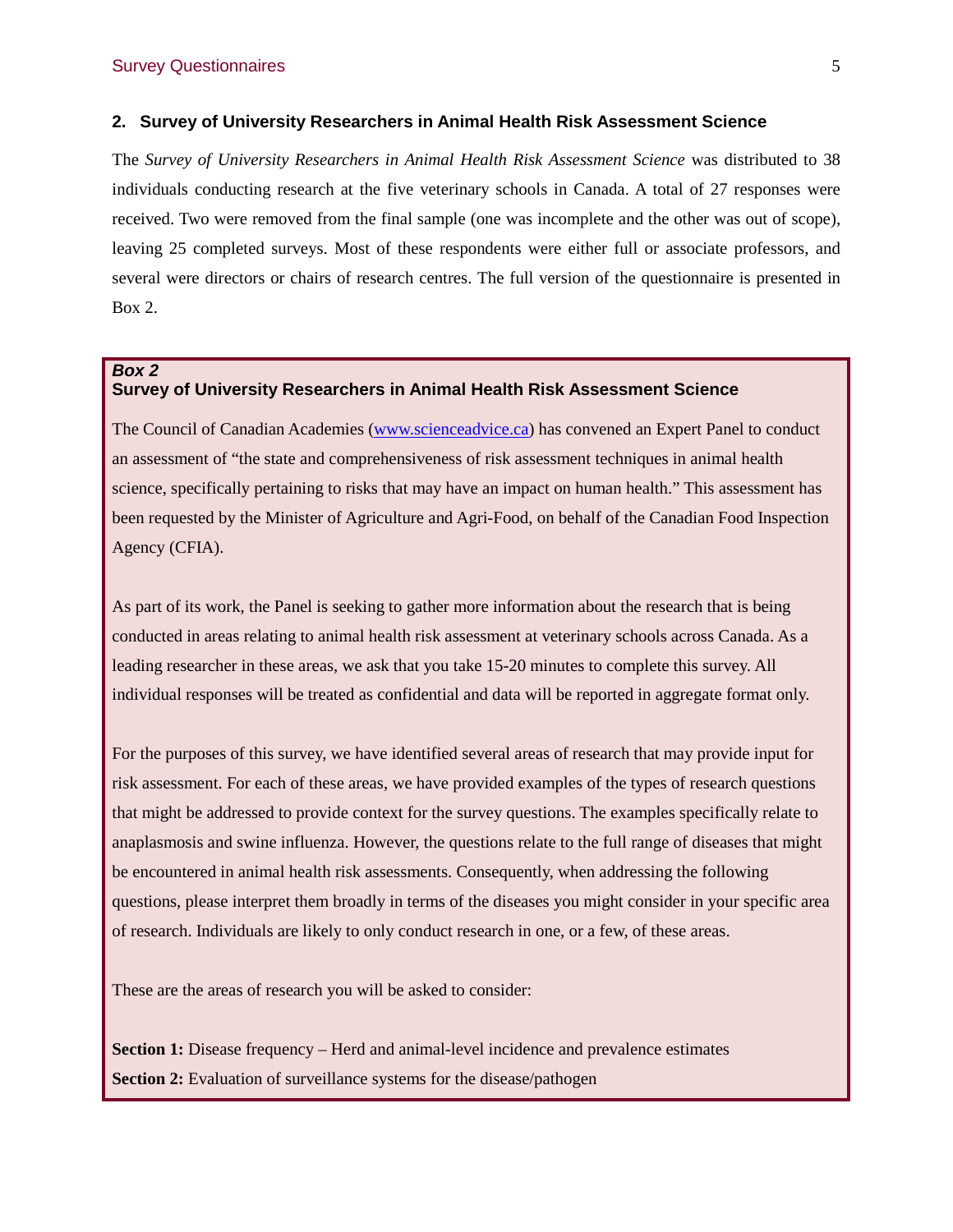## 2. Survey of University Researchers in Animal Health Risk Assessment Science

The *Survey of University Researchers in Animal Health Risk Assessment Science* was distributed to 38 individuals conducting research at the five veterinary schools in Canada. A total of 27 responses were received. Two were removed from the final sample (one was incomplete and the other was out of scope), leaving 25 completed surveys. Most of these respondents were either full or associate professors, and several were directors or chairs of research centres. The full version of the questionnaire is presented in Box 2.

> ***Box 2***
> **Survey of University Researchers in Animal Health Risk Assessment Science**
>
> The Council of Canadian Academies ([www.scienceadvice.ca](http://www.scienceadvice.ca)) has convened an Expert Panel to conduct an assessment of "the state and comprehensiveness of risk assessment techniques in animal health science, specifically pertaining to risks that may have an impact on human health." This assessment has been requested by the Minister of Agriculture and Agri-Food, on behalf of the Canadian Food Inspection Agency (CFIA).
>
> As part of its work, the Panel is seeking to gather more information about the research that is being conducted in areas relating to animal health risk assessment at veterinary schools across Canada. As a leading researcher in these areas, we ask that you take 15-20 minutes to complete this survey. All individual responses will be treated as confidential and data will be reported in aggregate format only.
>
> For the purposes of this survey, we have identified several areas of research that may provide input for risk assessment. For each of these areas, we have provided examples of the types of research questions that might be addressed to provide context for the survey questions. The examples specifically relate to anaplasmosis and swine influenza. However, the questions relate to the full range of diseases that might be encountered in animal health risk assessments. Consequently, when addressing the following questions, please interpret them broadly in terms of the diseases you might consider in your specific area of research. Individuals are likely to only conduct research in one, or a few, of these areas.
>
> These are the areas of research you will be asked to consider:
>
> **Section 1:** Disease frequency – Herd and animal-level incidence and prevalence estimates
> **Section 2:** Evaluation of surveillance systems for the disease/pathogen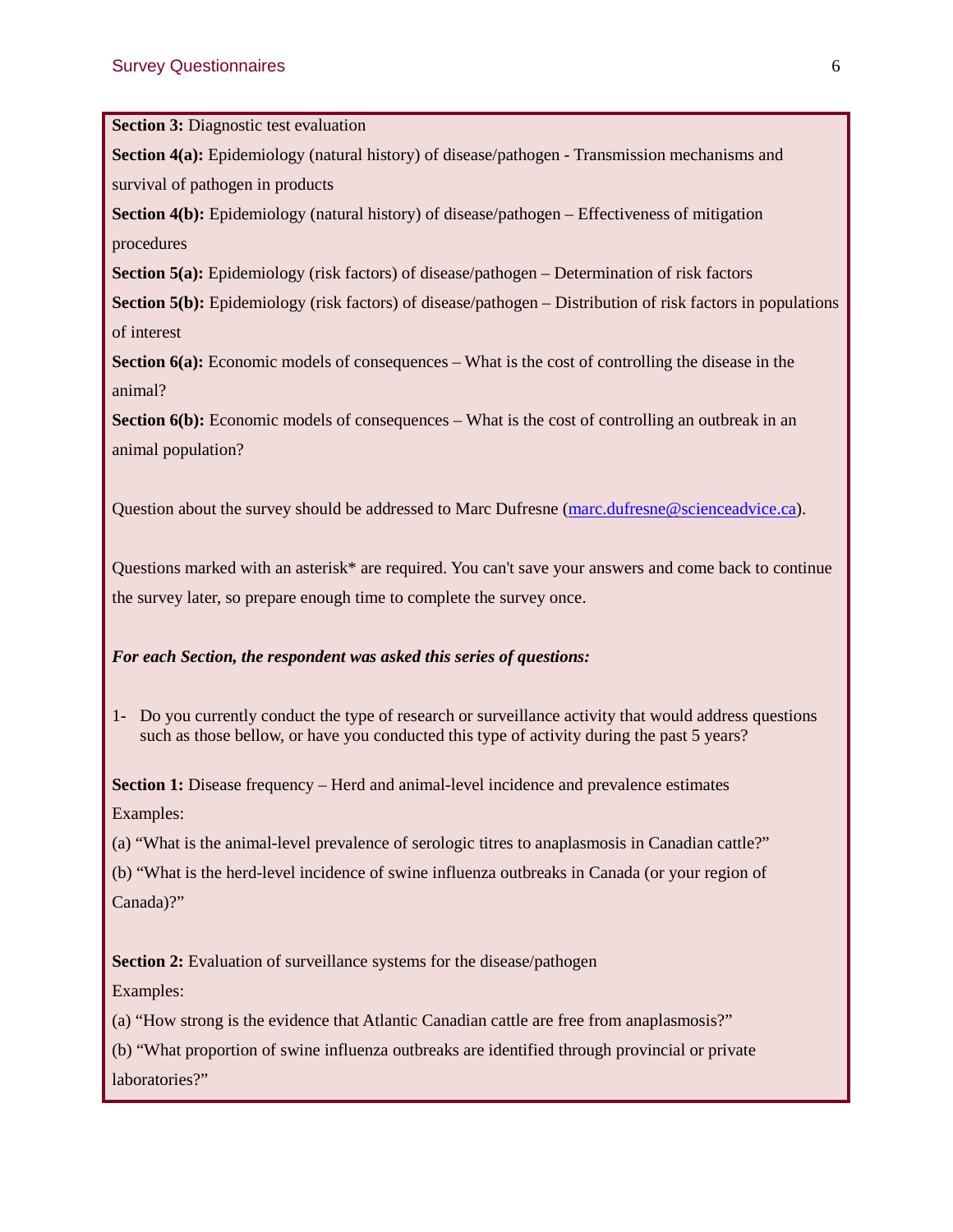**Section 3:** Diagnostic test evaluation

**Section 4(a):** Epidemiology (natural history) of disease/pathogen - Transmission mechanisms and survival of pathogen in products

**Section 4(b):** Epidemiology (natural history) of disease/pathogen – Effectiveness of mitigation procedures

**Section 5(a):** Epidemiology (risk factors) of disease/pathogen – Determination of risk factors

**Section 5(b):** Epidemiology (risk factors) of disease/pathogen – Distribution of risk factors in populations of interest

**Section 6(a):** Economic models of consequences – What is the cost of controlling the disease in the animal?

**Section 6(b):** Economic models of consequences – What is the cost of controlling an outbreak in an animal population?

Question about the survey should be addressed to Marc Dufresne (marc.dufresne@scienceadvice.ca).

Questions marked with an asterisk* are required. You can't save your answers and come back to continue the survey later, so prepare enough time to complete the survey once.

***For each Section, the respondent was asked this series of questions:***

1- Do you currently conduct the type of research or surveillance activity that would address questions such as those bellow, or have you conducted this type of activity during the past 5 years?

**Section 1:** Disease frequency – Herd and animal-level incidence and prevalence estimates

Examples:

(a) "What is the animal-level prevalence of serologic titres to anaplasmosis in Canadian cattle?"

(b) "What is the herd-level incidence of swine influenza outbreaks in Canada (or your region of Canada)?"

**Section 2:** Evaluation of surveillance systems for the disease/pathogen

Examples:

(a) "How strong is the evidence that Atlantic Canadian cattle are free from anaplasmosis?"

(b) "What proportion of swine influenza outbreaks are identified through provincial or private laboratories?"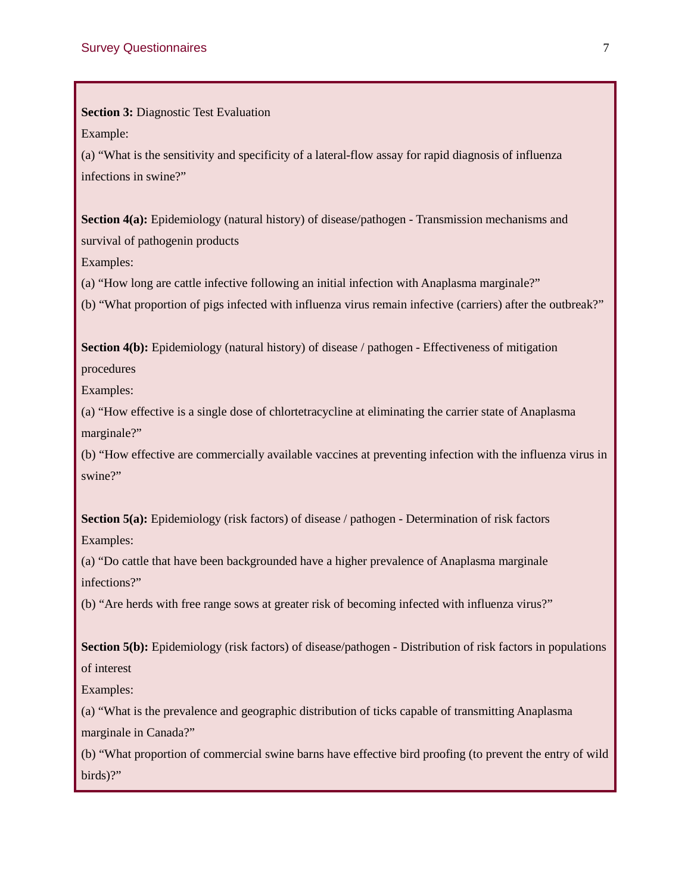**Section 3:** Diagnostic Test Evaluation

Example:

(a) “What is the sensitivity and specificity of a lateral-flow assay for rapid diagnosis of influenza infections in swine?”

**Section 4(a):** Epidemiology (natural history) of disease/pathogen - Transmission mechanisms and survival of pathogenin products

Examples:

(a) “How long are cattle infective following an initial infection with Anaplasma marginale?”

(b) “What proportion of pigs infected with influenza virus remain infective (carriers) after the outbreak?”

**Section 4(b):** Epidemiology (natural history) of disease / pathogen - Effectiveness of mitigation procedures

Examples:

(a) “How effective is a single dose of chlortetracycline at eliminating the carrier state of Anaplasma marginale?”

(b) “How effective are commercially available vaccines at preventing infection with the influenza virus in swine?”

**Section 5(a):** Epidemiology (risk factors) of disease / pathogen - Determination of risk factors

Examples:

(a) “Do cattle that have been backgrounded have a higher prevalence of Anaplasma marginale infections?”

(b) “Are herds with free range sows at greater risk of becoming infected with influenza virus?”

**Section 5(b):** Epidemiology (risk factors) of disease/pathogen - Distribution of risk factors in populations of interest

Examples:

(a) “What is the prevalence and geographic distribution of ticks capable of transmitting Anaplasma marginale in Canada?”

(b) “What proportion of commercial swine barns have effective bird proofing (to prevent the entry of wild birds)?”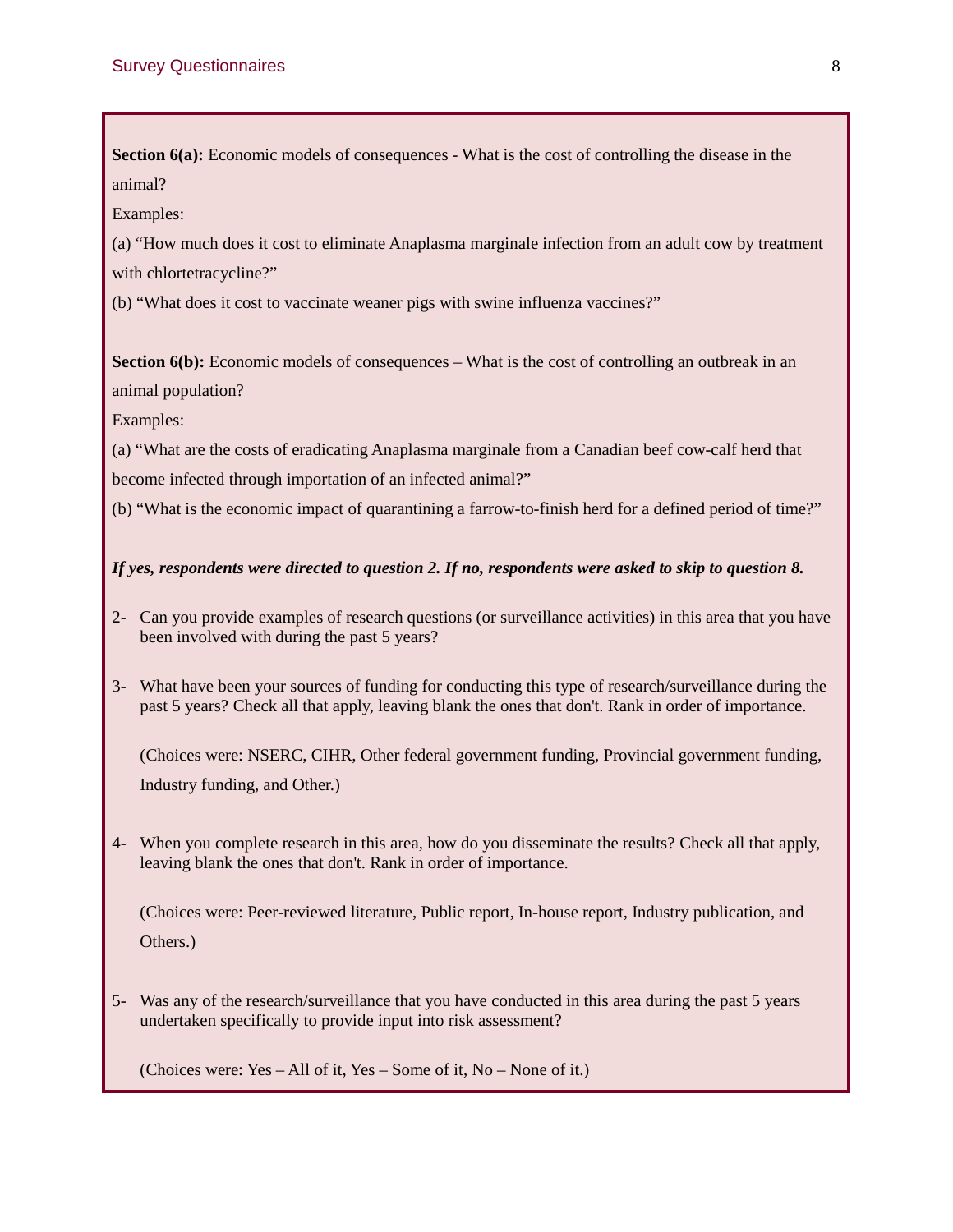**Section 6(a):** Economic models of consequences - What is the cost of controlling the disease in the animal?

Examples:

(a) "How much does it cost to eliminate Anaplasma marginale infection from an adult cow by treatment with chlortetracycline?"

(b) "What does it cost to vaccinate weaner pigs with swine influenza vaccines?"

**Section 6(b):** Economic models of consequences – What is the cost of controlling an outbreak in an animal population?

Examples:

(a) "What are the costs of eradicating Anaplasma marginale from a Canadian beef cow-calf herd that become infected through importation of an infected animal?"

(b) "What is the economic impact of quarantining a farrow-to-finish herd for a defined period of time?"

***If yes, respondents were directed to question 2. If no, respondents were asked to skip to question 8.***

2- Can you provide examples of research questions (or surveillance activities) in this area that you have been involved with during the past 5 years?

3- What have been your sources of funding for conducting this type of research/surveillance during the past 5 years? Check all that apply, leaving blank the ones that don't. Rank in order of importance.

   (Choices were: NSERC, CIHR, Other federal government funding, Provincial government funding, Industry funding, and Other.)

4- When you complete research in this area, how do you disseminate the results? Check all that apply, leaving blank the ones that don't. Rank in order of importance.

   (Choices were: Peer-reviewed literature, Public report, In-house report, Industry publication, and Others.)

5- Was any of the research/surveillance that you have conducted in this area during the past 5 years undertaken specifically to provide input into risk assessment?

   (Choices were: Yes – All of it, Yes – Some of it, No – None of it.)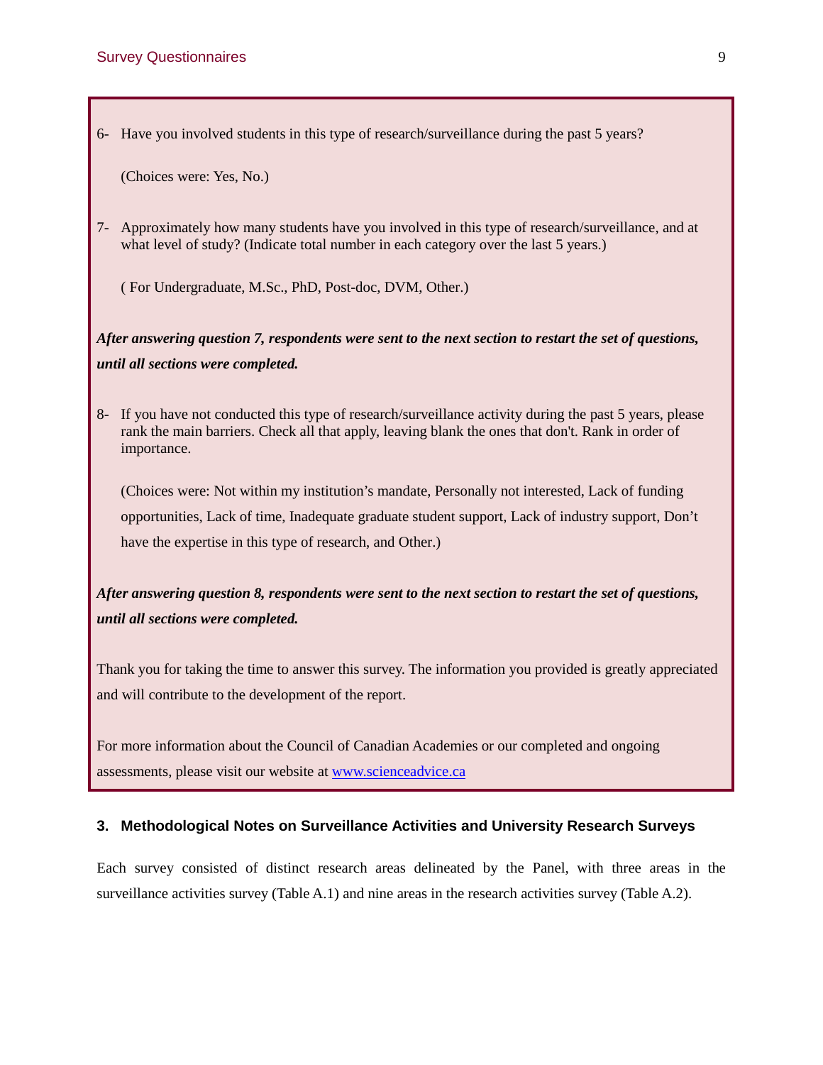6- Have you involved students in this type of research/surveillance during the past 5 years?

(Choices were: Yes, No.)

7- Approximately how many students have you involved in this type of research/surveillance, and at what level of study? (Indicate total number in each category over the last 5 years.)

( For Undergraduate, M.Sc., PhD, Post-doc, DVM, Other.)

***After answering question 7, respondents were sent to the next section to restart the set of questions, until all sections were completed.***

8- If you have not conducted this type of research/surveillance activity during the past 5 years, please rank the main barriers. Check all that apply, leaving blank the ones that don't. Rank in order of importance.

(Choices were: Not within my institution's mandate, Personally not interested, Lack of funding opportunities, Lack of time, Inadequate graduate student support, Lack of industry support, Don't have the expertise in this type of research, and Other.)

***After answering question 8, respondents were sent to the next section to restart the set of questions, until all sections were completed.***

Thank you for taking the time to answer this survey. The information you provided is greatly appreciated and will contribute to the development of the report.

For more information about the Council of Canadian Academies or our completed and ongoing assessments, please visit our website at [www.scienceadvice.ca](http://www.scienceadvice.ca)

## 3. Methodological Notes on Surveillance Activities and University Research Surveys

Each survey consisted of distinct research areas delineated by the Panel, with three areas in the surveillance activities survey (Table A.1) and nine areas in the research activities survey (Table A.2).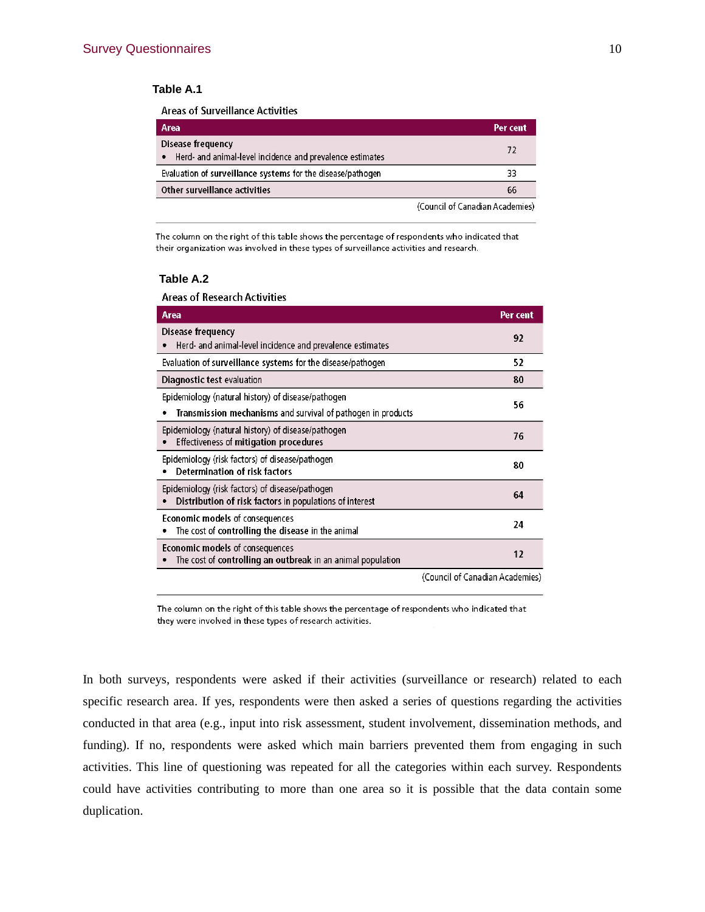**Table A.1**

Areas of Surveillance Activities

| Area | Per cent |
|---|---|
| **Disease frequency**<br>• Herd- and animal-level incidence and prevalence estimates | 72 |
| Evaluation of **surveillance** systems for the disease/pathogen | 33 |
| **Other surveillance activities** | 66 |

(Council of Canadian Academies)

The column on the right of this table shows the percentage of respondents who indicated that their organization was involved in these types of surveillance activities and research.

**Table A.2**

Areas of Research Activities

| Area | Per cent |
|---|---|
| **Disease frequency**<br>• Herd- and animal-level incidence and prevalence estimates | 92 |
| Evaluation of **surveillance** systems for the disease/pathogen | 52 |
| **Diagnostic test** evaluation | 80 |
| Epidemiology (natural history) of disease/pathogen<br>• **Transmission mechanisms** and survival of pathogen in products | 56 |
| Epidemiology (natural history) of disease/pathogen<br>• Effectiveness of **mitigation procedures** | 76 |
| Epidemiology (risk factors) of disease/pathogen<br>• **Determination of risk factors** | 80 |
| Epidemiology (risk factors) of disease/pathogen<br>• **Distribution of risk factors** in populations of interest | 64 |
| **Economic models** of consequences<br>• The cost of **controlling the disease** in the animal | 24 |
| **Economic models** of consequences<br>• The cost of **controlling an outbreak** in an animal population | 12 |

(Council of Canadian Academies)

The column on the right of this table shows the percentage of respondents who indicated that they were involved in these types of research activities.

In both surveys, respondents were asked if their activities (surveillance or research) related to each specific research area. If yes, respondents were then asked a series of questions regarding the activities conducted in that area (e.g., input into risk assessment, student involvement, dissemination methods, and funding). If no, respondents were asked which main barriers prevented them from engaging in such activities. This line of questioning was repeated for all the categories within each survey. Respondents could have activities contributing to more than one area so it is possible that the data contain some duplication.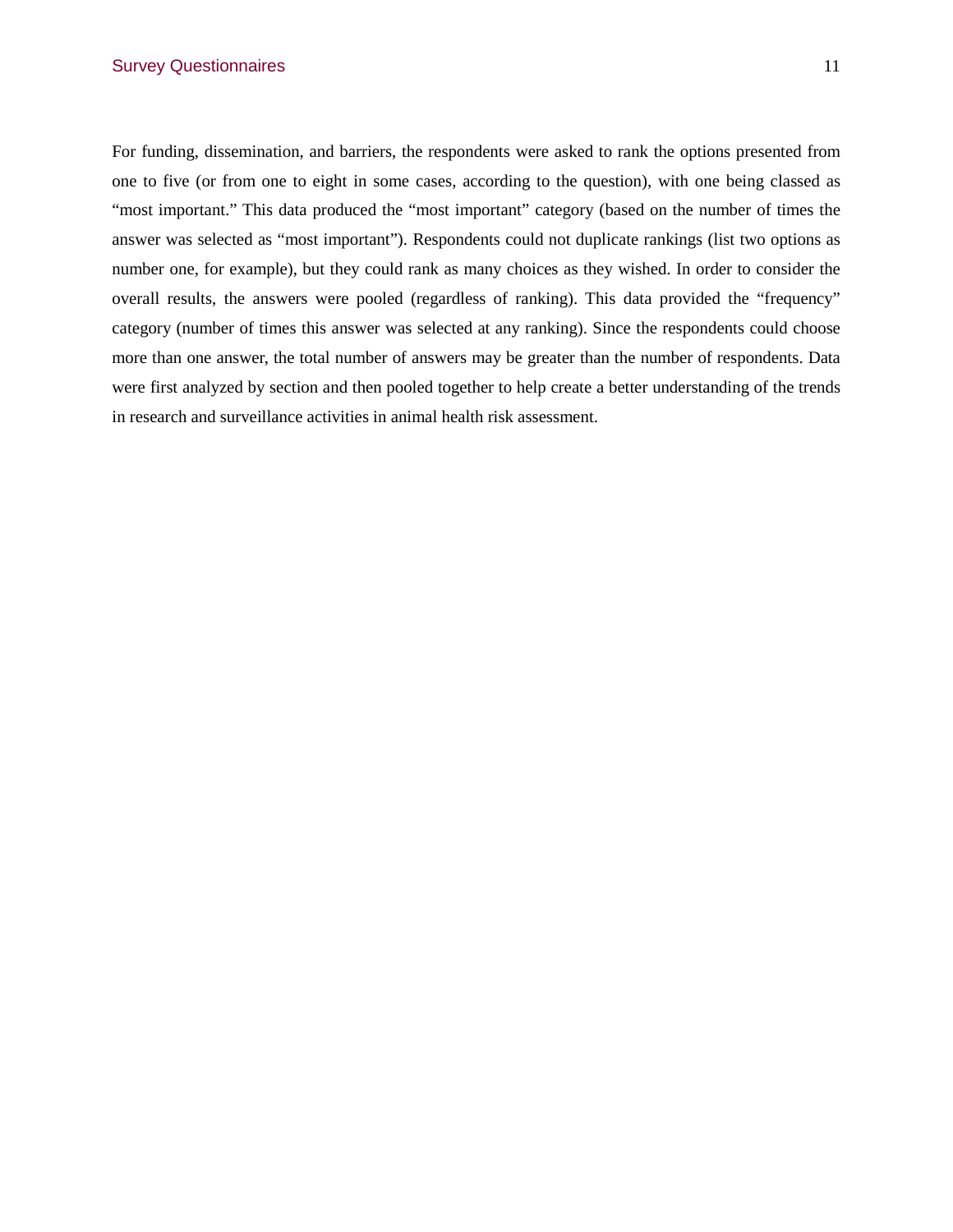For funding, dissemination, and barriers, the respondents were asked to rank the options presented from one to five (or from one to eight in some cases, according to the question), with one being classed as "most important." This data produced the "most important" category (based on the number of times the answer was selected as "most important"). Respondents could not duplicate rankings (list two options as number one, for example), but they could rank as many choices as they wished. In order to consider the overall results, the answers were pooled (regardless of ranking). This data provided the "frequency" category (number of times this answer was selected at any ranking). Since the respondents could choose more than one answer, the total number of answers may be greater than the number of respondents. Data were first analyzed by section and then pooled together to help create a better understanding of the trends in research and surveillance activities in animal health risk assessment.